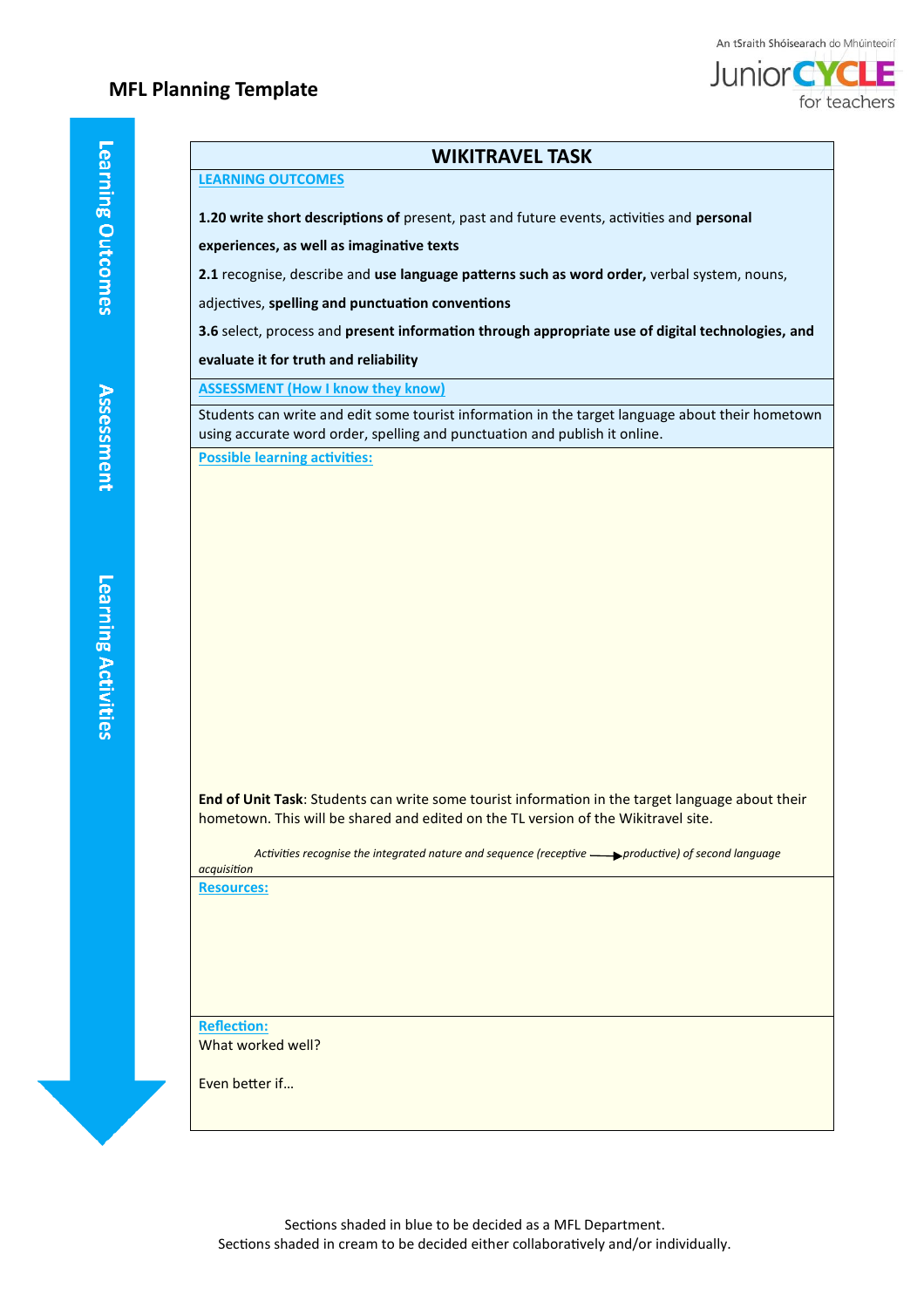# MFL Planning Template

An tSraith Shóisearach do Mhúinteoirí
JuniorCYCLE for teachers

Learning Outcomes | Assessment | Learning Activities

## WIKITRAVEL TASK

**LEARNING OUTCOMES**

**1.20 write short descriptions of** present, past and future events, activities and **personal experiences, as well as imaginative texts**

**2.1** recognise, describe and **use language patterns such as word order,** verbal system, nouns, adjectives, **spelling and punctuation conventions**

**3.6** select, process and **present information through appropriate use of digital technologies, and evaluate it for truth and reliability**

**ASSESSMENT (How I know they know)**

Students can write and edit some tourist information in the target language about their hometown using accurate word order, spelling and punctuation and publish it online.

**Possible learning activities:**

**End of Unit Task**: Students can write some tourist information in the target language about their hometown. This will be shared and edited on the TL version of the Wikitravel site.

*Activities recognise the integrated nature and sequence (receptive → productive) of second language acquisition*

**Resources:**

**Reflection:**

What worked well?

Even better if…

Sections shaded in blue to be decided as a MFL Department.
Sections shaded in cream to be decided either collaboratively and/or individually.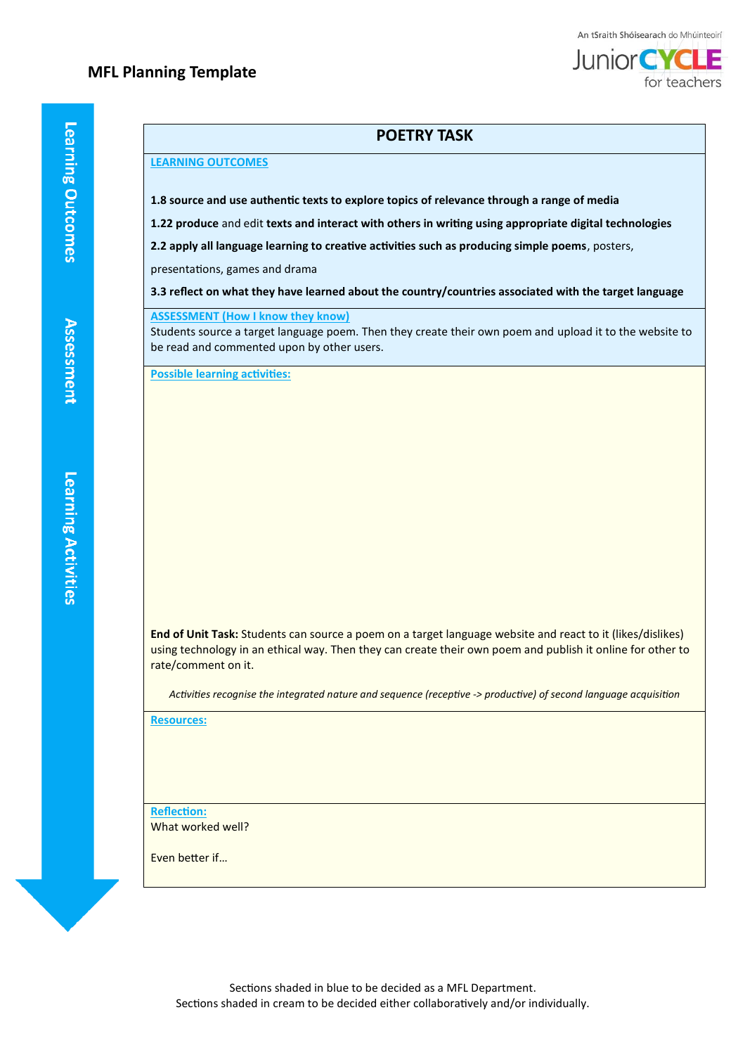# MFL Planning Template

An tSraith Shóisearach do Mhúinteoirí
JuniorCYCLE for teachers

Learning Outcomes | Assessment | Learning Activities

## POETRY TASK

**LEARNING OUTCOMES**

**1.8 source and use authentic texts to explore topics of relevance through a range of media**

**1.22 produce** and edit **texts and interact with others in writing using appropriate digital technologies**

**2.2 apply all language learning to creative activities such as producing simple poems**, posters, presentations, games and drama

**3.3 reflect on what they have learned about the country/countries associated with the target language**

**ASSESSMENT (How I know they know)**

Students source a target language poem. Then they create their own poem and upload it to the website to be read and commented upon by other users.

**Possible learning activities:**

**End of Unit Task:** Students can source a poem on a target language website and react to it (likes/dislikes) using technology in an ethical way. Then they can create their own poem and publish it online for other to rate/comment on it.

*Activities recognise the integrated nature and sequence (receptive -> productive) of second language acquisition*

**Resources:**

**Reflection:**

What worked well?

Even better if…

Sections shaded in blue to be decided as a MFL Department.
Sections shaded in cream to be decided either collaboratively and/or individually.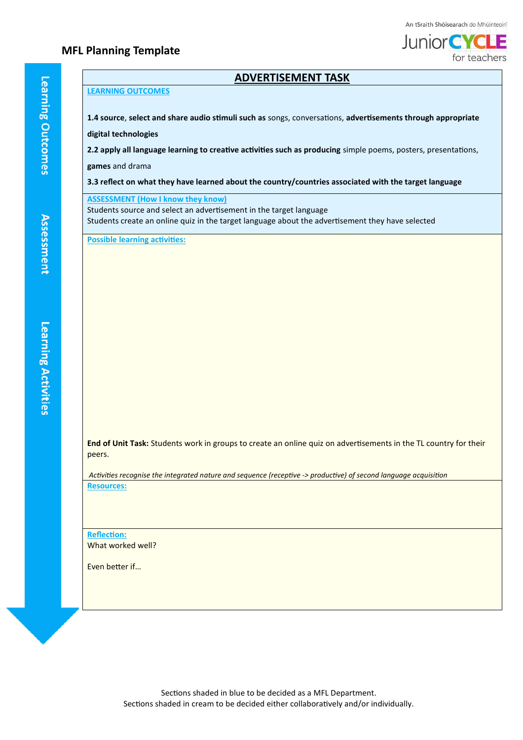# MFL Planning Template

An tSraith Shóisearach do Mhúinteoirí
JuniorCYCLE for teachers

Learning Outcomes → Assessment → Learning Activities

## ADVERTISEMENT TASK

**LEARNING OUTCOMES**

**1.4 source**, **select and share audio stimuli such as** songs, conversations, **advertisements through appropriate digital technologies**

**2.2 apply all language learning to creative activities such as producing** simple poems, posters, presentations, **games** and drama

**3.3 reflect on what they have learned about the country/countries associated with the target language**

**ASSESSMENT (How I know they know)**

Students source and select an advertisement in the target language
Students create an online quiz in the target language about the advertisement they have selected

**Possible learning activities:**

**End of Unit Task:** Students work in groups to create an online quiz on advertisements in the TL country for their peers.

*Activities recognise the integrated nature and sequence (receptive -> productive) of second language acquisition*

**Resources:**

**Reflection:**

What worked well?

Even better if…

Sections shaded in blue to be decided as a MFL Department.
Sections shaded in cream to be decided either collaboratively and/or individually.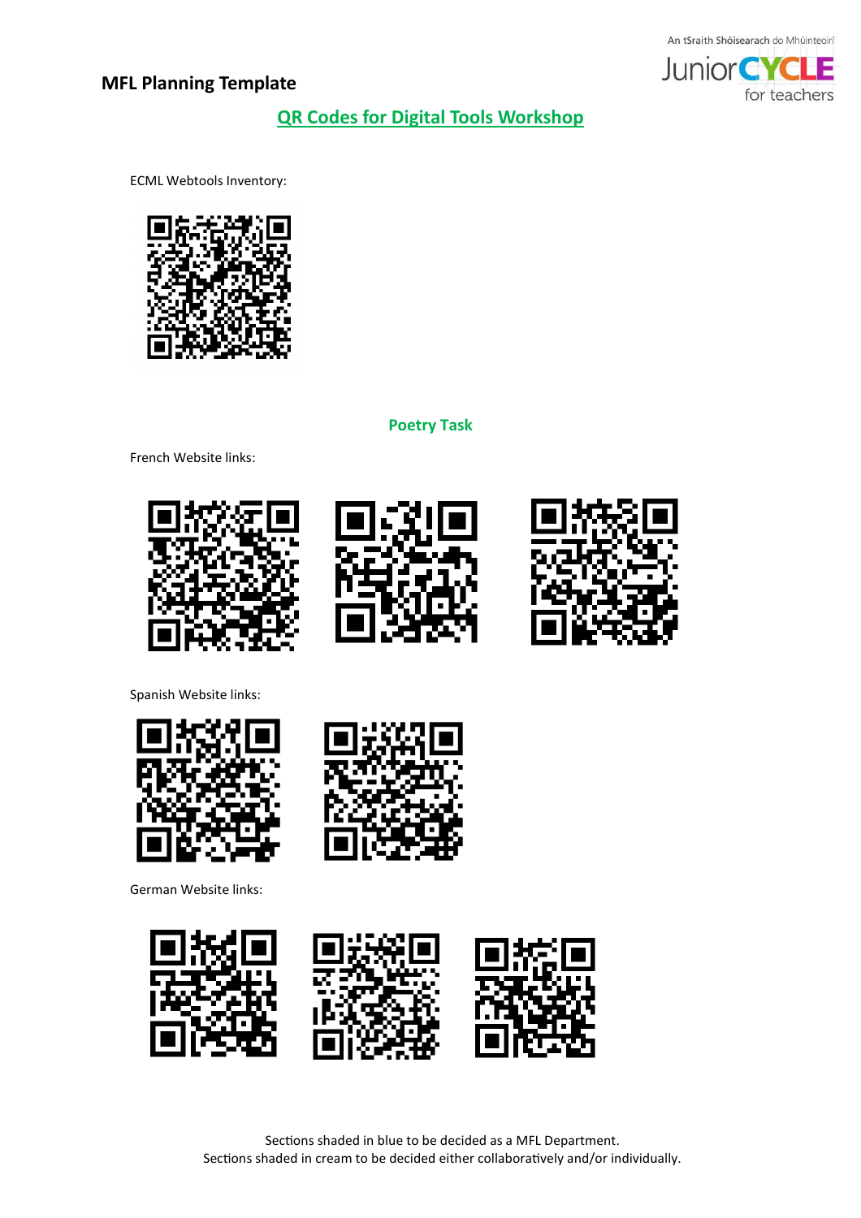## MFL Planning Template

### QR Codes for Digital Tools Workshop

ECML Webtools Inventory:

### Poetry Task

French Website links:

Spanish Website links:

German Website links:

Sections shaded in blue to be decided as a MFL Department.
Sections shaded in cream to be decided either collaboratively and/or individually.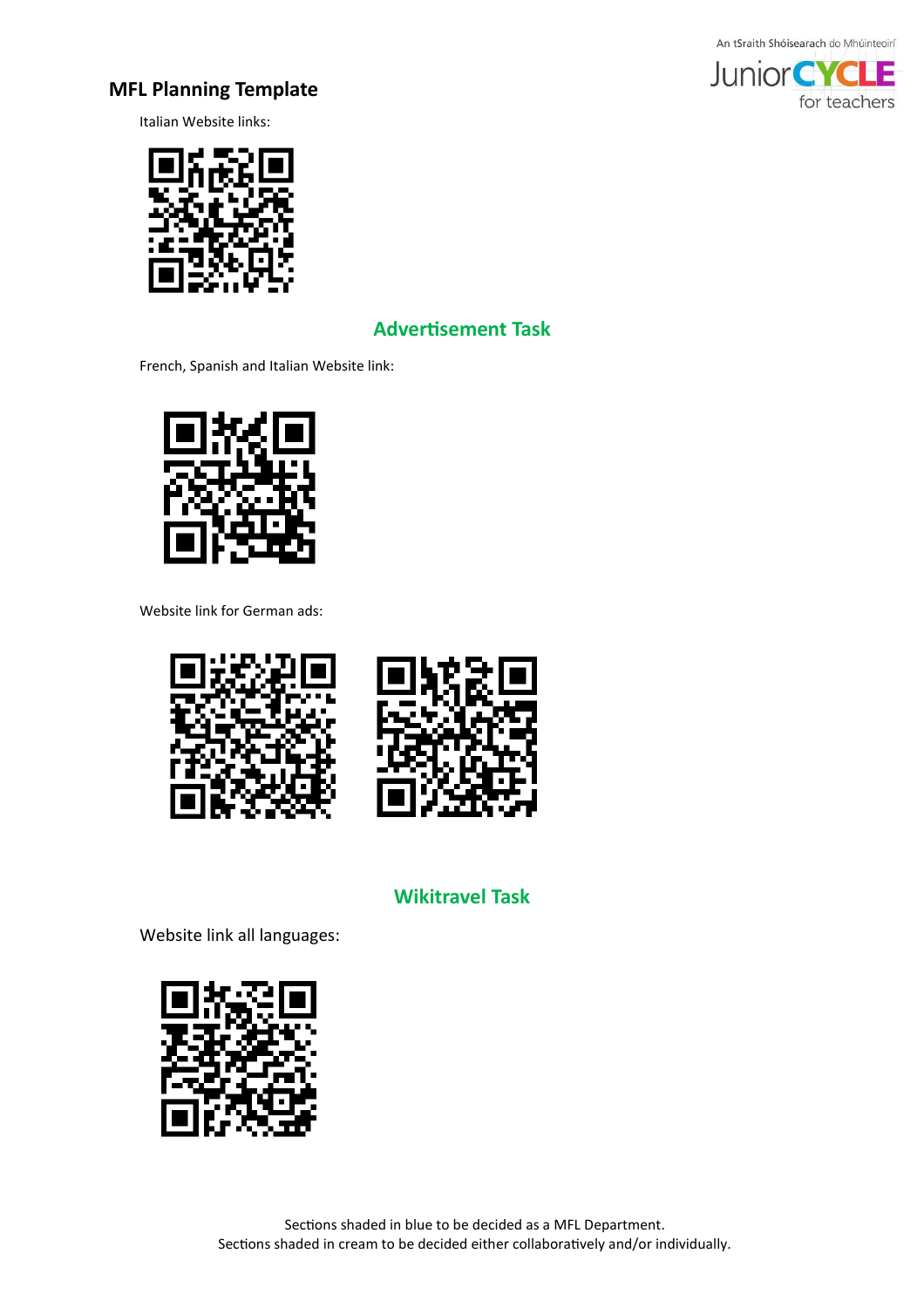## MFL Planning Template

Italian Website links:

### Advertisement Task

French, Spanish and Italian Website link:

Website link for German ads:

### Wikitravel Task

Website link all languages:

Sections shaded in blue to be decided as a MFL Department.
Sections shaded in cream to be decided either collaboratively and/or individually.